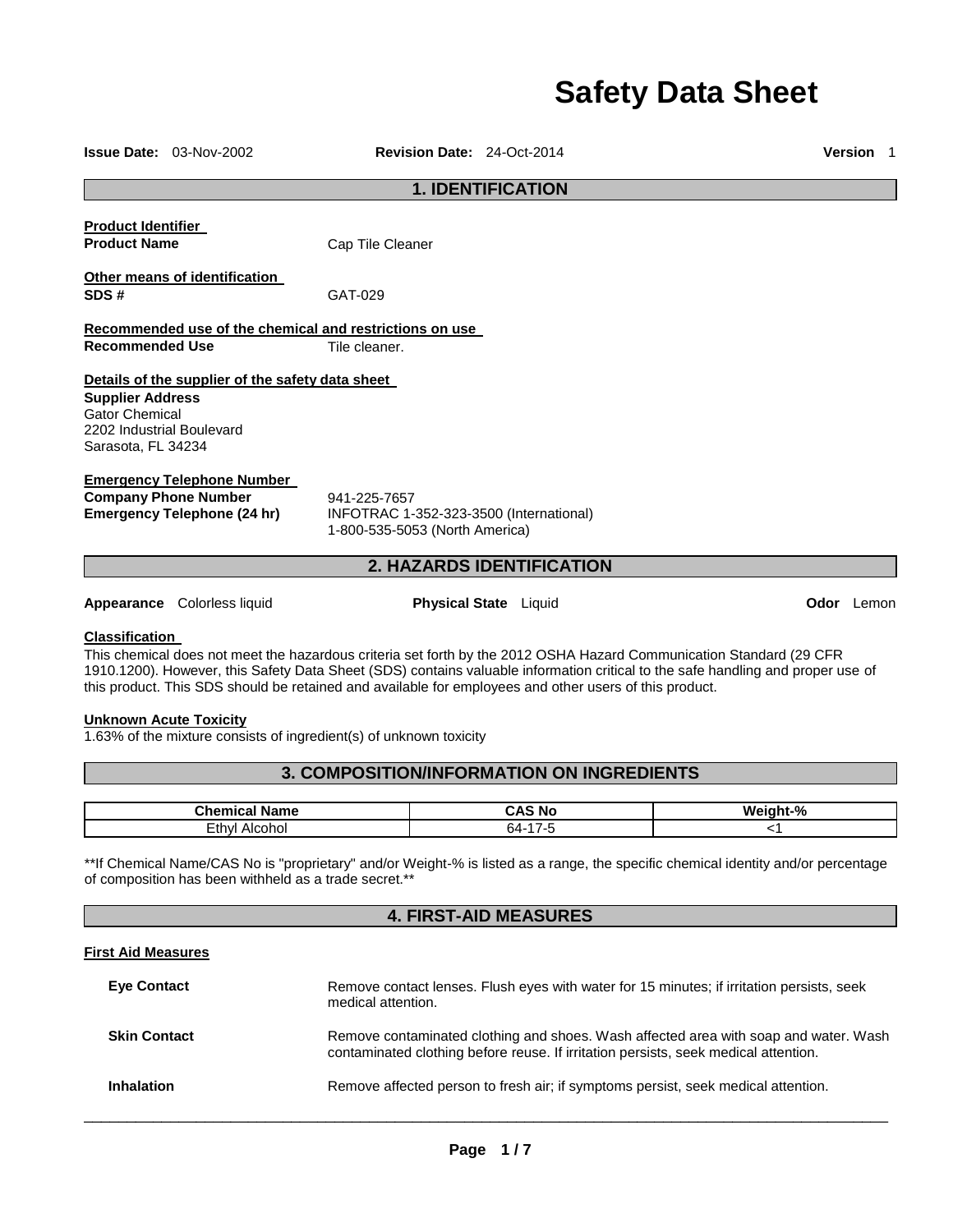# Safety Data Sheet

**Issue Date:** 03-Nov-2002 **Revision Date:** 24-Oct-2014 **Version** 1

## 1. IDENTIFICATION

**Product Identifier**

**Product Name** Cap Tile Cleaner

**Other means of identification**

**SDS #** GAT-029

**Recommended use of the chemical and restrictions on use**

**Recommended Use** Tile cleaner.

**Details of the supplier of the safety data sheet**

**Supplier Address**
Gator Chemical
2202 Industrial Boulevard
Sarasota, FL 34234

**Emergency Telephone Number**

**Company Phone Number** 941-225-7657

**Emergency Telephone (24 hr)** INFOTRAC 1-352-323-3500 (International)
1-800-535-5053 (North America)

## 2. HAZARDS IDENTIFICATION

**Appearance** Colorless liquid **Physical State** Liquid **Odor** Lemon

**Classification**

This chemical does not meet the hazardous criteria set forth by the 2012 OSHA Hazard Communication Standard (29 CFR 1910.1200). However, this Safety Data Sheet (SDS) contains valuable information critical to the safe handling and proper use of this product. This SDS should be retained and available for employees and other users of this product.

**Unknown Acute Toxicity**

1.63% of the mixture consists of ingredient(s) of unknown toxicity

## 3. COMPOSITION/INFORMATION ON INGREDIENTS

| Chemical Name | CAS No | Weight-% |
|---|---|---|
| Ethyl Alcohol | 64-17-5 | <1 |

**If Chemical Name/CAS No is "proprietary" and/or Weight-% is listed as a range, the specific chemical identity and/or percentage of composition has been withheld as a trade secret.**

## 4. FIRST-AID MEASURES

**First Aid Measures**

**Eye Contact** Remove contact lenses. Flush eyes with water for 15 minutes; if irritation persists, seek medical attention.

**Skin Contact** Remove contaminated clothing and shoes. Wash affected area with soap and water. Wash contaminated clothing before reuse. If irritation persists, seek medical attention.

**Inhalation** Remove affected person to fresh air; if symptoms persist, seek medical attention.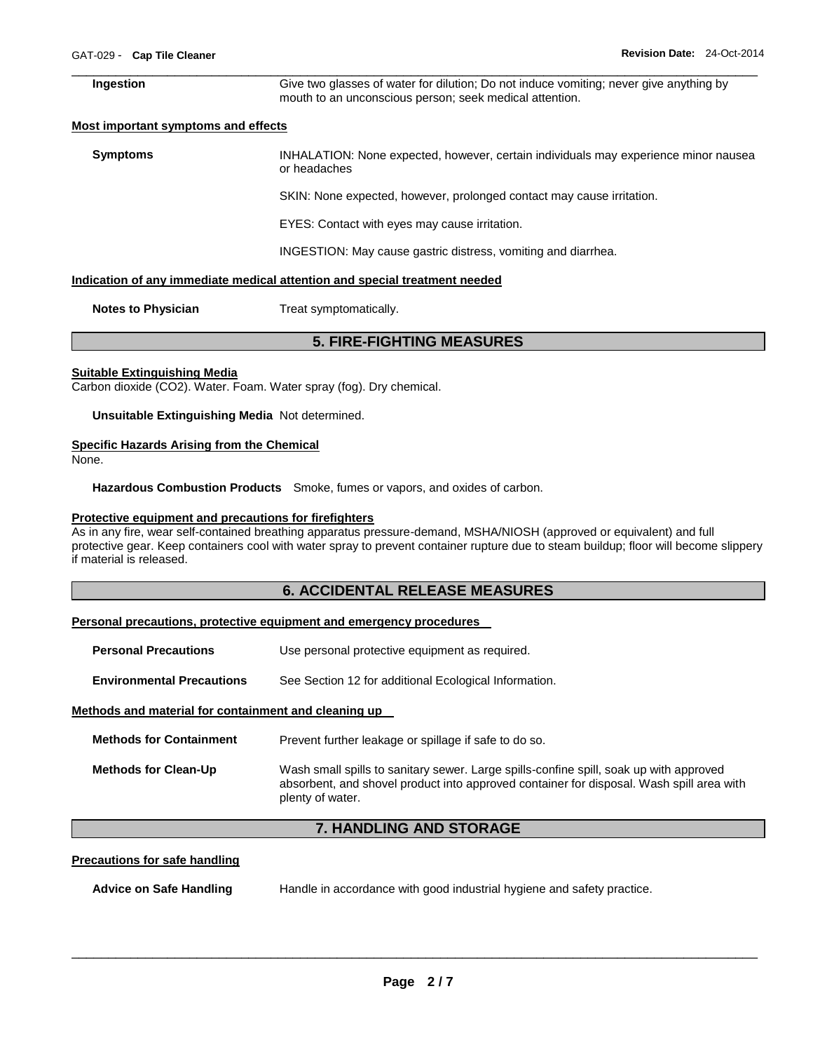**Ingestion** Give two glasses of water for dilution; Do not induce vomiting; never give anything by mouth to an unconscious person; seek medical attention.

**Most important symptoms and effects**

**Symptoms** INHALATION: None expected, however, certain individuals may experience minor nausea or headaches

SKIN: None expected, however, prolonged contact may cause irritation.

EYES: Contact with eyes may cause irritation.

INGESTION: May cause gastric distress, vomiting and diarrhea.

**Indication of any immediate medical attention and special treatment needed**

**Notes to Physician** Treat symptomatically.

## 5. FIRE-FIGHTING MEASURES

**Suitable Extinguishing Media**

Carbon dioxide ($CO_2$). Water. Foam. Water spray (fog). Dry chemical.

**Unsuitable Extinguishing Media** Not determined.

**Specific Hazards Arising from the Chemical**

None.

**Hazardous Combustion Products** Smoke, fumes or vapors, and oxides of carbon.

**Protective equipment and precautions for firefighters**

As in any fire, wear self-contained breathing apparatus pressure-demand, MSHA/NIOSH (approved or equivalent) and full protective gear. Keep containers cool with water spray to prevent container rupture due to steam buildup; floor will become slippery if material is released.

## 6. ACCIDENTAL RELEASE MEASURES

**Personal precautions, protective equipment and emergency procedures**

**Personal Precautions** Use personal protective equipment as required.

**Environmental Precautions** See Section 12 for additional Ecological Information.

**Methods and material for containment and cleaning up**

**Methods for Containment** Prevent further leakage or spillage if safe to do so.

**Methods for Clean-Up** Wash small spills to sanitary sewer. Large spills-confine spill, soak up with approved absorbent, and shovel product into approved container for disposal. Wash spill area with plenty of water.

## 7. HANDLING AND STORAGE

**Precautions for safe handling**

**Advice on Safe Handling** Handle in accordance with good industrial hygiene and safety practice.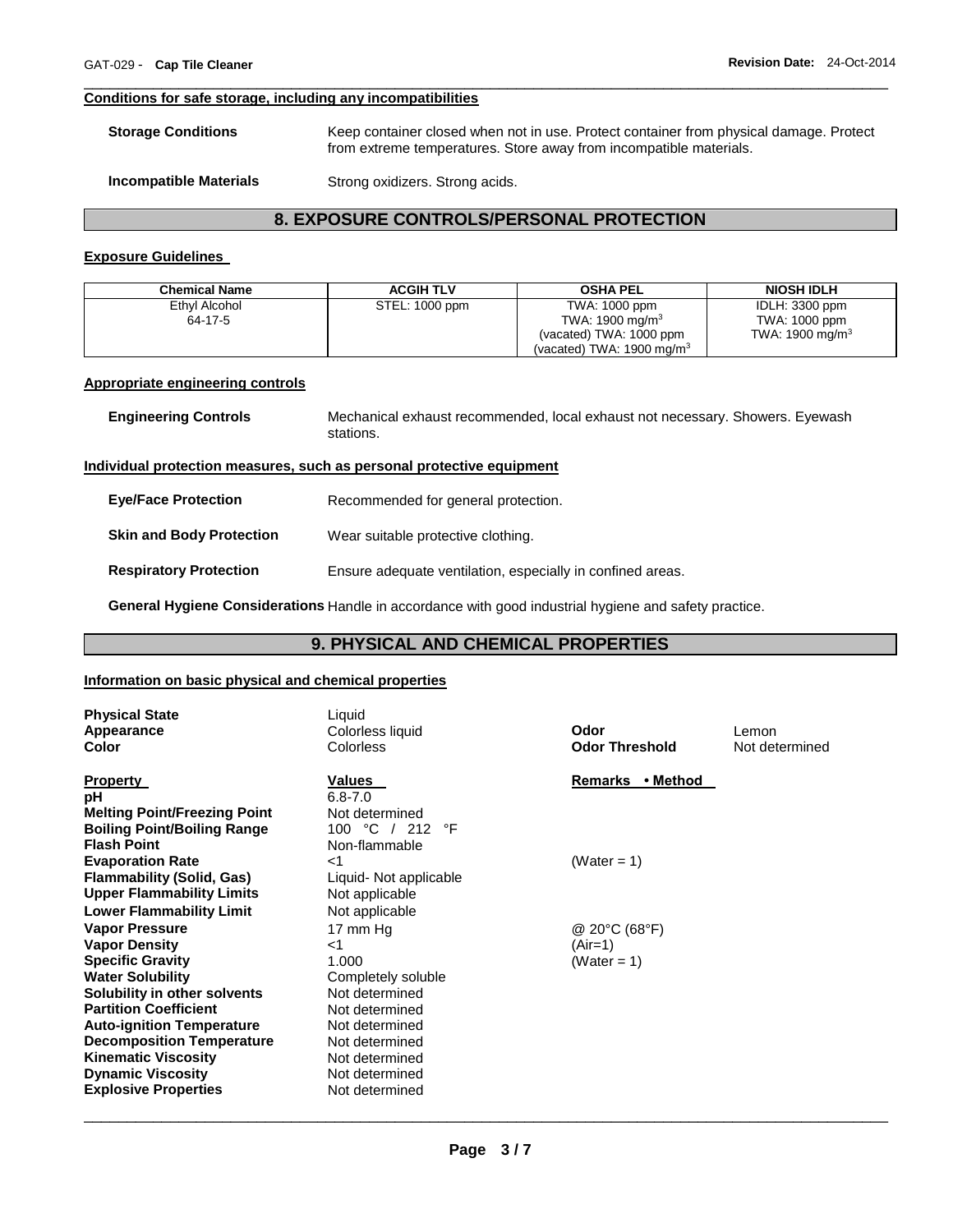#### Conditions for safe storage, including any incompatibilities

**Storage Conditions** Keep container closed when not in use. Protect container from physical damage. Protect from extreme temperatures. Store away from incompatible materials.

**Incompatible Materials** Strong oxidizers. Strong acids.

## 8. EXPOSURE CONTROLS/PERSONAL PROTECTION

#### Exposure Guidelines

| Chemical Name | ACGIH TLV | OSHA PEL | NIOSH IDLH |
|---|---|---|---|
| Ethyl Alcohol<br>64-17-5 | STEL: 1000 ppm | TWA: 1000 ppm<br>TWA: 1900 mg/m$^3$<br>(vacated) TWA: 1000 ppm<br>(vacated) TWA: 1900 mg/m$^3$ | IDLH: 3300 ppm<br>TWA: 1000 ppm<br>TWA: 1900 mg/m$^3$ |

#### Appropriate engineering controls

**Engineering Controls** Mechanical exhaust recommended, local exhaust not necessary. Showers. Eyewash stations.

#### Individual protection measures, such as personal protective equipment

**Eye/Face Protection** Recommended for general protection.

**Skin and Body Protection** Wear suitable protective clothing.

**Respiratory Protection** Ensure adequate ventilation, especially in confined areas.

**General Hygiene Considerations** Handle in accordance with good industrial hygiene and safety practice.

## 9. PHYSICAL AND CHEMICAL PROPERTIES

#### Information on basic physical and chemical properties

**Physical State** Liquid
**Appearance** Colorless liquid
**Color** Colorless
**Odor** Lemon
**Odor Threshold** Not determined

| Property | Values | Remarks • Method |
|---|---|---|
| pH | 6.8-7.0 | |
| Melting Point/Freezing Point | Not determined | |
| Boiling Point/Boiling Range | 100 °C / 212 °F | |
| Flash Point | Non-flammable | |
| Evaporation Rate | <1 | (Water = 1) |
| Flammability (Solid, Gas) | Liquid- Not applicable | |
| Upper Flammability Limits | Not applicable | |
| Lower Flammability Limit | Not applicable | |
| Vapor Pressure | 17 mm Hg | @ 20°C (68°F) |
| Vapor Density | <1 | (Air=1) |
| Specific Gravity | 1.000 | (Water = 1) |
| Water Solubility | Completely soluble | |
| Solubility in other solvents | Not determined | |
| Partition Coefficient | Not determined | |
| Auto-ignition Temperature | Not determined | |
| Decomposition Temperature | Not determined | |
| Kinematic Viscosity | Not determined | |
| Dynamic Viscosity | Not determined | |
| Explosive Properties | Not determined | |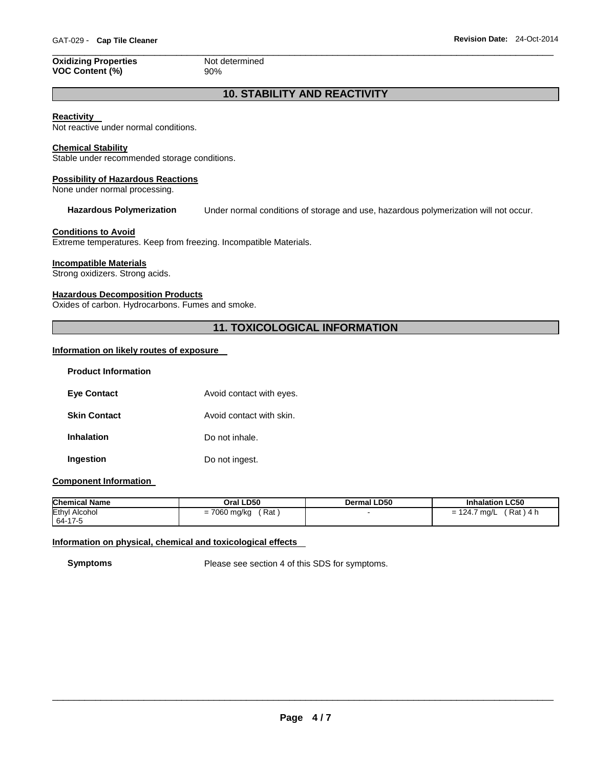**Oxidizing Properties** Not determined
**VOC Content (%)** 90%

## 10. STABILITY AND REACTIVITY

**Reactivity**
Not reactive under normal conditions.

**Chemical Stability**
Stable under recommended storage conditions.

**Possibility of Hazardous Reactions**
None under normal processing.

**Hazardous Polymerization** Under normal conditions of storage and use, hazardous polymerization will not occur.

**Conditions to Avoid**
Extreme temperatures. Keep from freezing. Incompatible Materials.

**Incompatible Materials**
Strong oxidizers. Strong acids.

**Hazardous Decomposition Products**
Oxides of carbon. Hydrocarbons. Fumes and smoke.

## 11. TOXICOLOGICAL INFORMATION

**Information on likely routes of exposure**

**Product Information**

**Eye Contact** Avoid contact with eyes.

**Skin Contact** Avoid contact with skin.

**Inhalation** Do not inhale.

**Ingestion** Do not ingest.

**Component Information**

| Chemical Name | Oral LD50 | Dermal LD50 | Inhalation LC50 |
|---|---|---|---|
| Ethyl Alcohol 64-17-5 | = 7060 mg/kg ( Rat ) | - | = 124.7 mg/L ( Rat ) 4 h |

**Information on physical, chemical and toxicological effects**

**Symptoms** Please see section 4 of this SDS for symptoms.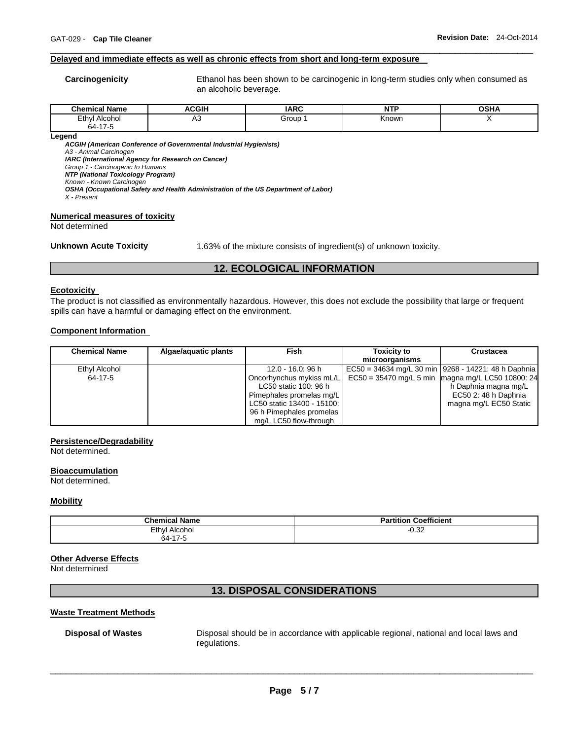### Delayed and immediate effects as well as chronic effects from short and long-term exposure

**Carcinogenicity** Ethanol has been shown to be carcinogenic in long-term studies only when consumed as an alcoholic beverage.

| Chemical Name | ACGIH | IARC | NTP | OSHA |
|---|---|---|---|---|
| Ethyl Alcohol 64-17-5 | A3 | Group 1 | Known | X |

**Legend**

***ACGIH (American Conference of Governmental Industrial Hygienists)***
*A3 - Animal Carcinogen*
***IARC (International Agency for Research on Cancer)***
*Group 1 - Carcinogenic to Humans*
***NTP (National Toxicology Program)***
*Known - Known Carcinogen*
***OSHA (Occupational Safety and Health Administration of the US Department of Labor)***
*X - Present*

### Numerical measures of toxicity

Not determined

**Unknown Acute Toxicity** 1.63% of the mixture consists of ingredient(s) of unknown toxicity.

## 12. ECOLOGICAL INFORMATION

### Ecotoxicity

The product is not classified as environmentally hazardous. However, this does not exclude the possibility that large or frequent spills can have a harmful or damaging effect on the environment.

### Component Information

| Chemical Name | Algae/aquatic plants | Fish | Toxicity to microorganisms | Crustacea |
|---|---|---|---|---|
| Ethyl Alcohol 64-17-5 | | 12.0 - 16.0: 96 h Oncorhynchus mykiss mL/L LC50 static 100: 96 h Pimephales promelas mg/L LC50 static 13400 - 15100: 96 h Pimephales promelas mg/L LC50 flow-through | EC50 = 34634 mg/L 30 min EC50 = 35470 mg/L 5 min | 9268 - 14221: 48 h Daphnia magna mg/L LC50 10800: 24 h Daphnia magna mg/L EC50 2: 48 h Daphnia magna mg/L EC50 Static |

### Persistence/Degradability

Not determined.

### Bioaccumulation

Not determined.

### Mobility

| Chemical Name | Partition Coefficient |
|---|---|
| Ethyl Alcohol 64-17-5 | -0.32 |

### Other Adverse Effects

Not determined

## 13. DISPOSAL CONSIDERATIONS

### Waste Treatment Methods

**Disposal of Wastes** Disposal should be in accordance with applicable regional, national and local laws and regulations.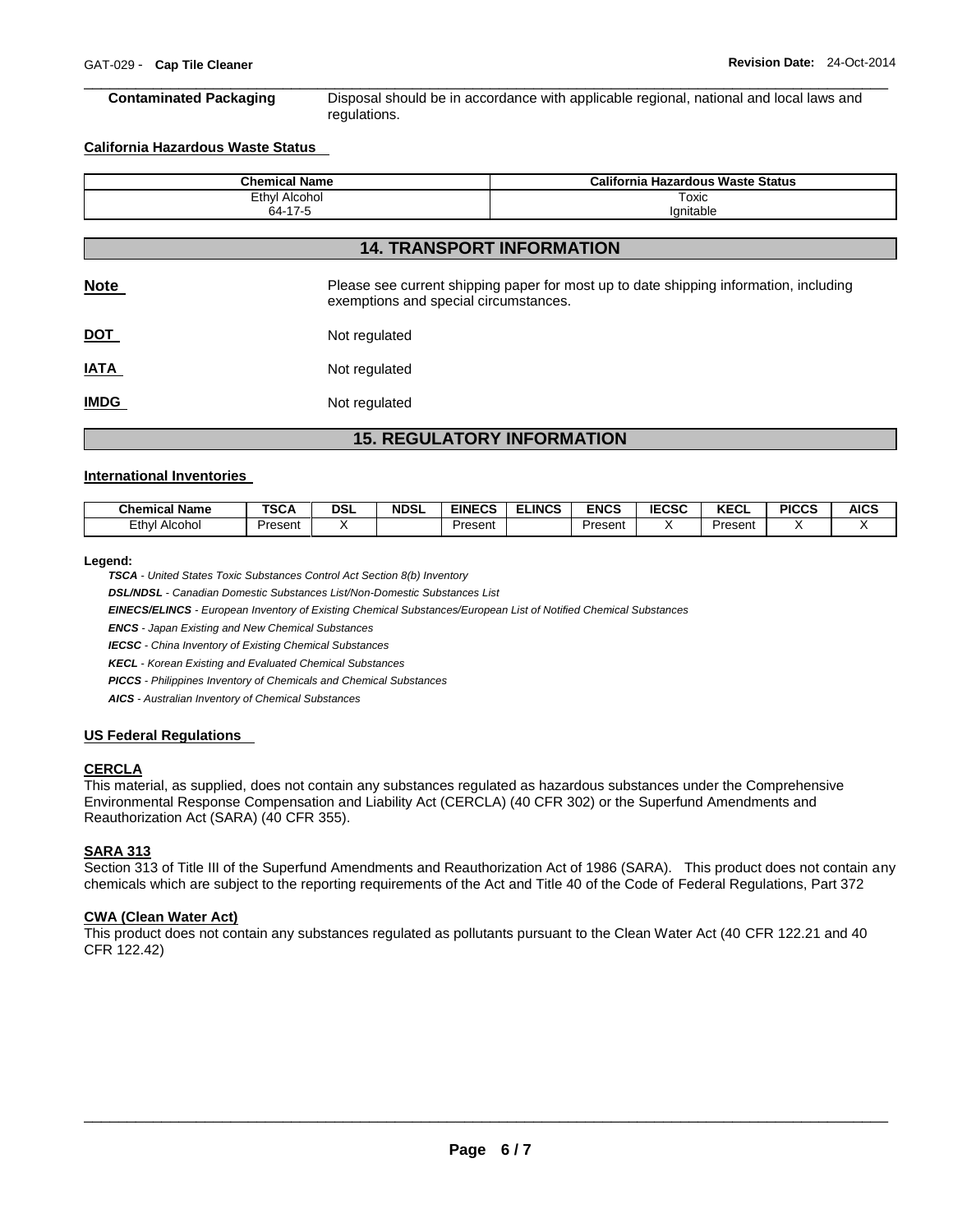**Contaminated Packaging** Disposal should be in accordance with applicable regional, national and local laws and regulations.

**California Hazardous Waste Status**

| Chemical Name | California Hazardous Waste Status |
|---|---|
| Ethyl Alcohol<br>64-17-5 | Toxic<br>Ignitable |

## 14. TRANSPORT INFORMATION

**Note** Please see current shipping paper for most up to date shipping information, including exemptions and special circumstances.

**DOT** Not regulated

**IATA** Not regulated

**IMDG** Not regulated

## 15. REGULATORY INFORMATION

**International Inventories**

| Chemical Name | TSCA | DSL | NDSL | EINECS | ELINCS | ENCS | IECSC | KECL | PICCS | AICS |
|---|---|---|---|---|---|---|---|---|---|---|
| Ethyl Alcohol | Present | X | | Present | | Present | X | Present | X | X |

**Legend:**

***TSCA*** *- United States Toxic Substances Control Act Section 8(b) Inventory*

***DSL/NDSL*** *- Canadian Domestic Substances List/Non-Domestic Substances List*

***EINECS/ELINCS*** *- European Inventory of Existing Chemical Substances/European List of Notified Chemical Substances*

***ENCS*** *- Japan Existing and New Chemical Substances*

***IECSC*** *- China Inventory of Existing Chemical Substances*

***KECL*** *- Korean Existing and Evaluated Chemical Substances*

***PICCS*** *- Philippines Inventory of Chemicals and Chemical Substances*

***AICS*** *- Australian Inventory of Chemical Substances*

**US Federal Regulations**

**CERCLA**

This material, as supplied, does not contain any substances regulated as hazardous substances under the Comprehensive Environmental Response Compensation and Liability Act (CERCLA) (40 CFR 302) or the Superfund Amendments and Reauthorization Act (SARA) (40 CFR 355).

**SARA 313**

Section 313 of Title III of the Superfund Amendments and Reauthorization Act of 1986 (SARA). This product does not contain any chemicals which are subject to the reporting requirements of the Act and Title 40 of the Code of Federal Regulations, Part 372

**CWA (Clean Water Act)**

This product does not contain any substances regulated as pollutants pursuant to the Clean Water Act (40 CFR 122.21 and 40 CFR 122.42)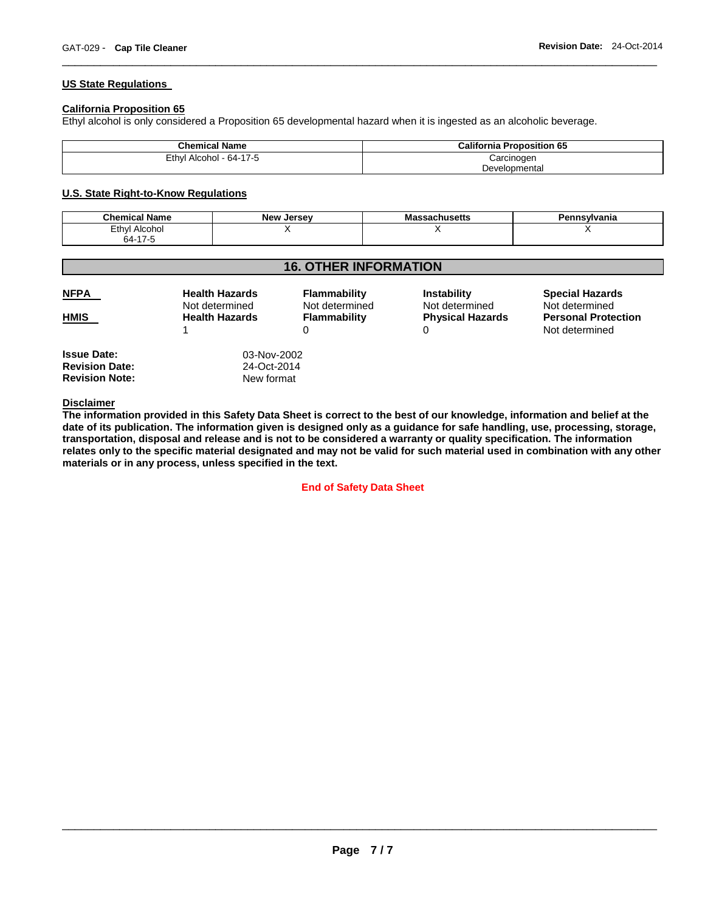### US State Regulations

#### California Proposition 65

Ethyl alcohol is only considered a Proposition 65 developmental hazard when it is ingested as an alcoholic beverage.

| Chemical Name | California Proposition 65 |
|---|---|
| Ethyl Alcohol - 64-17-5 | Carcinogen<br>Developmental |

#### U.S. State Right-to-Know Regulations

| Chemical Name | New Jersey | Massachusetts | Pennsylvania |
|---|---|---|---|
| Ethyl Alcohol<br>64-17-5 | X | X | X |

## 16. OTHER INFORMATION

| | | | | |
|---|---|---|---|---|
| **NFPA** | **Health Hazards**<br>Not determined | **Flammability**<br>Not determined | **Instability**<br>Not determined | **Special Hazards**<br>Not determined |
| **HMIS** | **Health Hazards**<br>1 | **Flammability**<br>0 | **Physical Hazards**<br>0 | **Personal Protection**<br>Not determined |

**Issue Date:** 03-Nov-2002
**Revision Date:** 24-Oct-2014
**Revision Note:** New format

#### Disclaimer

**The information provided in this Safety Data Sheet is correct to the best of our knowledge, information and belief at the date of its publication. The information given is designed only as a guidance for safe handling, use, processing, storage, transportation, disposal and release and is not to be considered a warranty or quality specification. The information relates only to the specific material designated and may not be valid for such material used in combination with any other materials or in any process, unless specified in the text.**

**End of Safety Data Sheet**